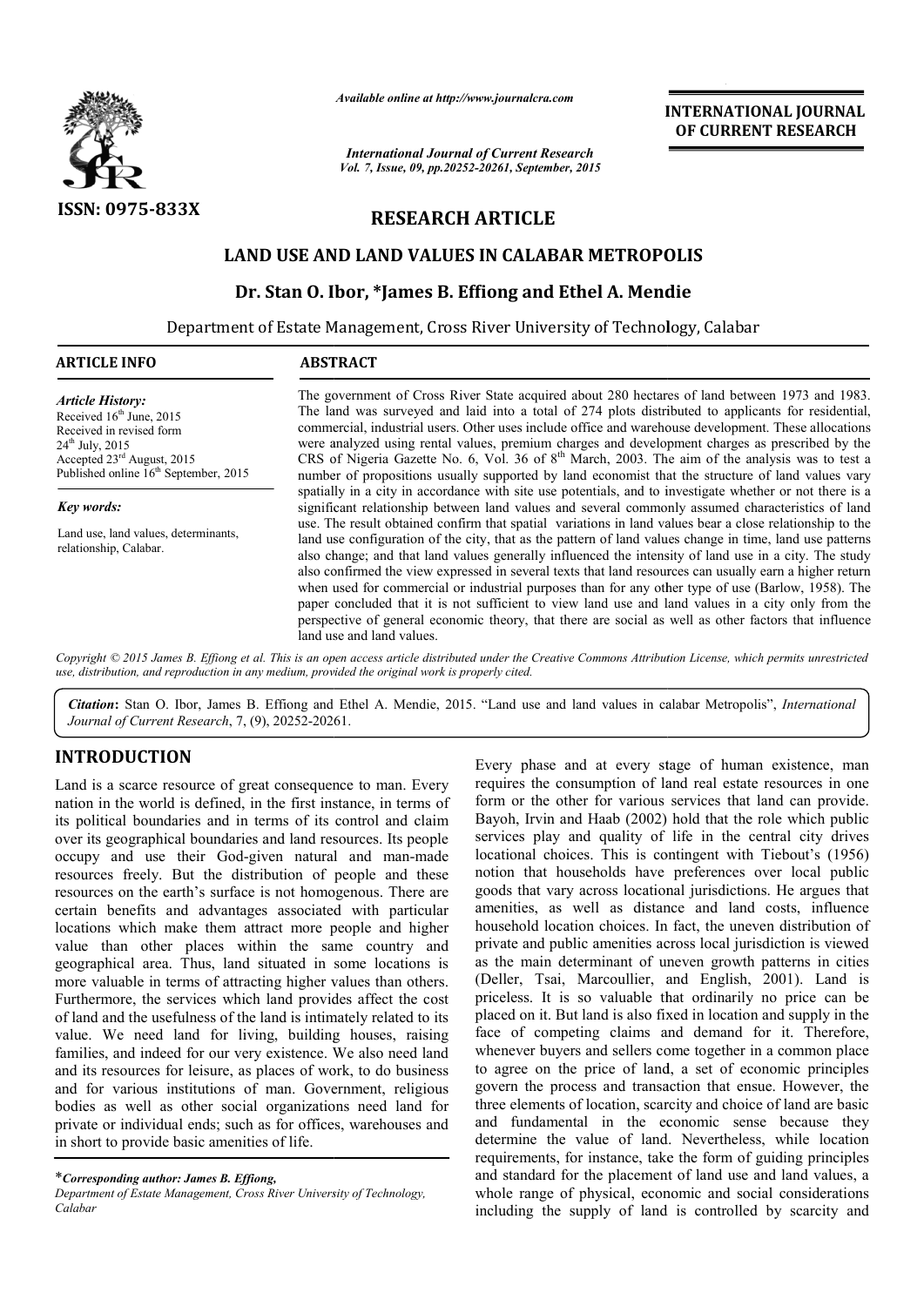*Available online at http://www.journalcra.com*

*International Journal of Current Research*
*Vol. 7, Issue, 09, pp.20252-20261, September, 2015*

**INTERNATIONAL JOURNAL OF CURRENT RESEARCH**

**ISSN: 0975-833X**

**RESEARCH ARTICLE**

# LAND USE AND LAND VALUES IN CALABAR METROPOLIS

## Dr. Stan O. Ibor, *James B. Effiong and Ethel A. Mendie

Department of Estate Management, Cross River University of Technology, Calabar

**ARTICLE INFO**

*Article History:*

Received 16th June, 2015
Received in revised form
24th July, 2015
Accepted 23rd August, 2015
Published online 16th September, 2015

*Key words:*

Land use, land values, determinants, relationship, Calabar.

**ABSTRACT**

The government of Cross River State acquired about 280 hectares of land between 1973 and 1983. The land was surveyed and laid into a total of 274 plots distributed to applicants for residential, commercial, industrial users. Other uses include office and warehouse development. These allocations were analyzed using rental values, premium charges and development charges as prescribed by the CRS of Nigeria Gazette No. 6, Vol. 36 of 8th March, 2003. The aim of the analysis was to test a number of propositions usually supported by land economist that the structure of land values vary spatially in a city in accordance with site use potentials, and to investigate whether or not there is a significant relationship between land values and several commonly assumed characteristics of land use. The result obtained confirm that spatial variations in land values bear a close relationship to the land use configuration of the city, that as the pattern of land values change in time, land use patterns also change; and that land values generally influenced the intensity of land use in a city. The study also confirmed the view expressed in several texts that land resources can usually earn a higher return when used for commercial or industrial purposes than for any other type of use (Barlow, 1958). The paper concluded that it is not sufficient to view land use and land values in a city only from the perspective of general economic theory, that there are social as well as other factors that influence land use and land values.

*Copyright © 2015 James B. Effiong et al. This is an open access article distributed under the Creative Commons Attribution License, which permits unrestricted use, distribution, and reproduction in any medium, provided the original work is properly cited.*

***Citation***: Stan O. Ibor, James B. Effiong and Ethel A. Mendie, 2015. "Land use and land values in calabar Metropolis", *International Journal of Current Research*, 7, (9), 20252-20261.

## INTRODUCTION

Land is a scarce resource of great consequence to man. Every nation in the world is defined, in the first instance, in terms of its political boundaries and in terms of its control and claim over its geographical boundaries and land resources. Its people occupy and use their God-given natural and man-made resources freely. But the distribution of people and these resources on the earth's surface is not homogenous. There are certain benefits and advantages associated with particular locations which make them attract more people and higher value than other places within the same country and geographical area. Thus, land situated in some locations is more valuable in terms of attracting higher values than others. Furthermore, the services which land provides affect the cost of land and the usefulness of the land is intimately related to its value. We need land for living, building houses, raising families, and indeed for our very existence. We also need land and its resources for leisure, as places of work, to do business and for various institutions of man. Government, religious bodies as well as other social organizations need land for private or individual ends; such as for offices, warehouses and in short to provide basic amenities of life.

Every phase and at every stage of human existence, man requires the consumption of land real estate resources in one form or the other for various services that land can provide. Bayoh, Irvin and Haab (2002) hold that the role which public services play and quality of life in the central city drives locational choices. This is contingent with Tiebout's (1956) notion that households have preferences over local public goods that vary across locational jurisdictions. He argues that amenities, as well as distance and land costs, influence household location choices. In fact, the uneven distribution of private and public amenities across local jurisdiction is viewed as the main determinant of uneven growth patterns in cities (Deller, Tsai, Marcoullier, and English, 2001). Land is priceless. It is so valuable that ordinarily no price can be placed on it. But land is also fixed in location and supply in the face of competing claims and demand for it. Therefore, whenever buyers and sellers come together in a common place to agree on the price of land, a set of economic principles govern the process and transaction that ensue. However, the three elements of location, scarcity and choice of land are basic and fundamental in the economic sense because they determine the value of land. Nevertheless, while location requirements, for instance, take the form of guiding principles and standard for the placement of land use and land values, a whole range of physical, economic and social considerations including the supply of land is controlled by scarcity and

**Corresponding author: James B. Effiong,*
*Department of Estate Management, Cross River University of Technology, Calabar*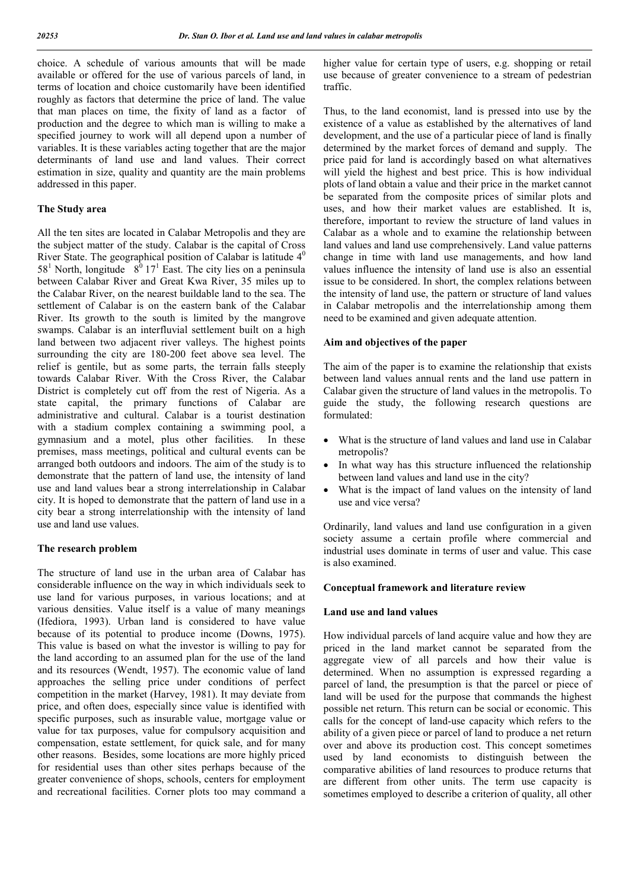choice. A schedule of various amounts that will be made available or offered for the use of various parcels of land, in terms of location and choice customarily have been identified roughly as factors that determine the price of land. The value that man places on time, the fixity of land as a factor of production and the degree to which man is willing to make a specified journey to work will all depend upon a number of variables. It is these variables acting together that are the major determinants of land use and land values. Their correct estimation in size, quality and quantity are the main problems addressed in this paper.

## The Study area

All the ten sites are located in Calabar Metropolis and they are the subject matter of the study. Calabar is the capital of Cross River State. The geographical position of Calabar is latitude $4^0$ $58^1$ North, longitude $8^0$ $17^1$ East. The city lies on a peninsula between Calabar River and Great Kwa River, 35 miles up to the Calabar River, on the nearest buildable land to the sea. The settlement of Calabar is on the eastern bank of the Calabar River. Its growth to the south is limited by the mangrove swamps. Calabar is an interfluvial settlement built on a high land between two adjacent river valleys. The highest points surrounding the city are 180-200 feet above sea level. The relief is gentile, but as some parts, the terrain falls steeply towards Calabar River. With the Cross River, the Calabar District is completely cut off from the rest of Nigeria. As a state capital, the primary functions of Calabar are administrative and cultural. Calabar is a tourist destination with a stadium complex containing a swimming pool, a gymnasium and a motel, plus other facilities. In these premises, mass meetings, political and cultural events can be arranged both outdoors and indoors. The aim of the study is to demonstrate that the pattern of land use, the intensity of land use and land values bear a strong interrelationship in Calabar city. It is hoped to demonstrate that the pattern of land use in a city bear a strong interrelationship with the intensity of land use and land use values.

## The research problem

The structure of land use in the urban area of Calabar has considerable influence on the way in which individuals seek to use land for various purposes, in various locations; and at various densities. Value itself is a value of many meanings (Ifediora, 1993). Urban land is considered to have value because of its potential to produce income (Downs, 1975). This value is based on what the investor is willing to pay for the land according to an assumed plan for the use of the land and its resources (Wendt, 1957). The economic value of land approaches the selling price under conditions of perfect competition in the market (Harvey, 1981). It may deviate from price, and often does, especially since value is identified with specific purposes, such as insurable value, mortgage value or value for tax purposes, value for compulsory acquisition and compensation, estate settlement, for quick sale, and for many other reasons. Besides, some locations are more highly priced for residential uses than other sites perhaps because of the greater convenience of shops, schools, centers for employment and recreational facilities. Corner plots too may command a higher value for certain type of users, e.g. shopping or retail use because of greater convenience to a stream of pedestrian traffic.

Thus, to the land economist, land is pressed into use by the existence of a value as established by the alternatives of land development, and the use of a particular piece of land is finally determined by the market forces of demand and supply. The price paid for land is accordingly based on what alternatives will yield the highest and best price. This is how individual plots of land obtain a value and their price in the market cannot be separated from the composite prices of similar plots and uses, and how their market values are established. It is, therefore, important to review the structure of land values in Calabar as a whole and to examine the relationship between land values and land use comprehensively. Land value patterns change in time with land use managements, and how land values influence the intensity of land use is also an essential issue to be considered. In short, the complex relations between the intensity of land use, the pattern or structure of land values in Calabar metropolis and the interrelationship among them need to be examined and given adequate attention.

## Aim and objectives of the paper

The aim of the paper is to examine the relationship that exists between land values annual rents and the land use pattern in Calabar given the structure of land values in the metropolis. To guide the study, the following research questions are formulated:

- What is the structure of land values and land use in Calabar metropolis?
- In what way has this structure influenced the relationship between land values and land use in the city?
- What is the impact of land values on the intensity of land use and vice versa?

Ordinarily, land values and land use configuration in a given society assume a certain profile where commercial and industrial uses dominate in terms of user and value. This case is also examined.

## Conceptual framework and literature review

### Land use and land values

How individual parcels of land acquire value and how they are priced in the land market cannot be separated from the aggregate view of all parcels and how their value is determined. When no assumption is expressed regarding a parcel of land, the presumption is that the parcel or piece of land will be used for the purpose that commands the highest possible net return. This return can be social or economic. This calls for the concept of land-use capacity which refers to the ability of a given piece or parcel of land to produce a net return over and above its production cost. This concept sometimes used by land economists to distinguish between the comparative abilities of land resources to produce returns that are different from other units. The term use capacity is sometimes employed to describe a criterion of quality, all other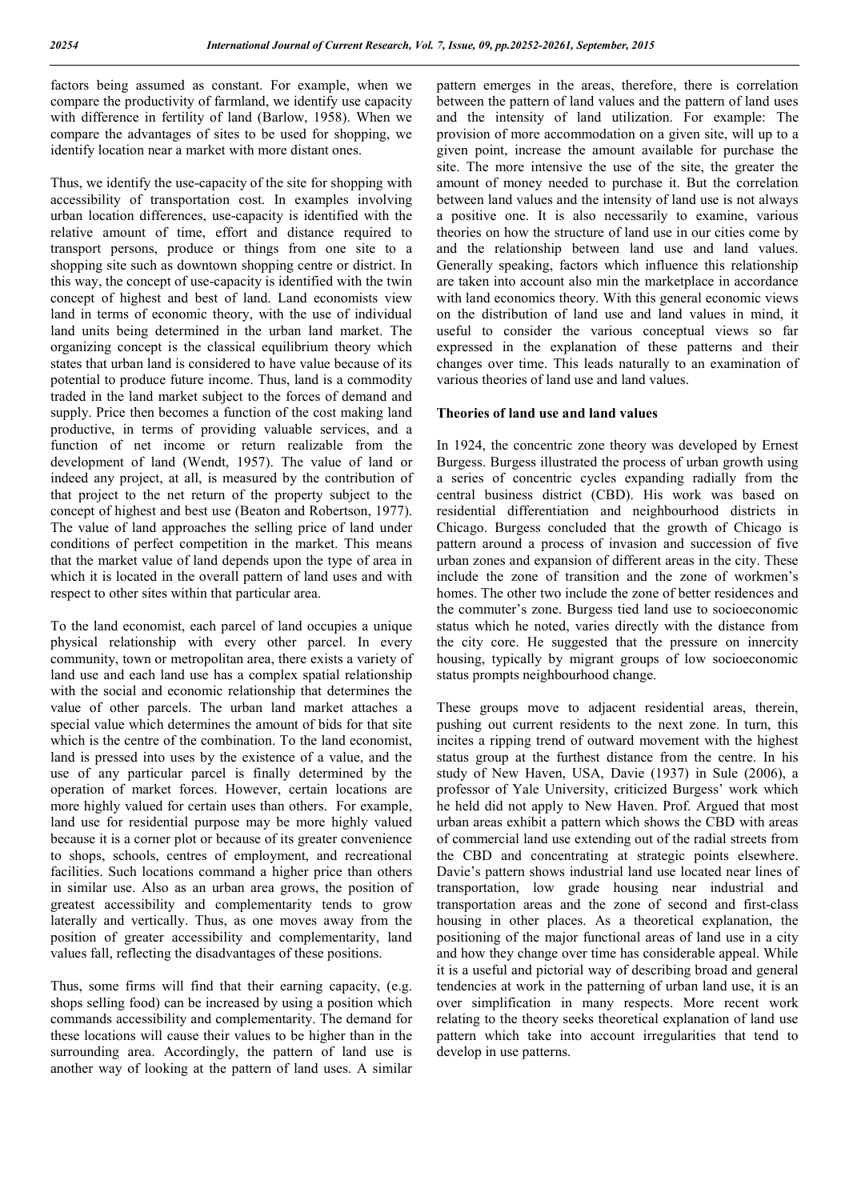factors being assumed as constant. For example, when we compare the productivity of farmland, we identify use capacity with difference in fertility of land (Barlow, 1958). When we compare the advantages of sites to be used for shopping, we identify location near a market with more distant ones.

Thus, we identify the use-capacity of the site for shopping with accessibility of transportation cost. In examples involving urban location differences, use-capacity is identified with the relative amount of time, effort and distance required to transport persons, produce or things from one site to a shopping site such as downtown shopping centre or district. In this way, the concept of use-capacity is identified with the twin concept of highest and best of land. Land economists view land in terms of economic theory, with the use of individual land units being determined in the urban land market. The organizing concept is the classical equilibrium theory which states that urban land is considered to have value because of its potential to produce future income. Thus, land is a commodity traded in the land market subject to the forces of demand and supply. Price then becomes a function of the cost making land productive, in terms of providing valuable services, and a function of net income or return realizable from the development of land (Wendt, 1957). The value of land or indeed any project, at all, is measured by the contribution of that project to the net return of the property subject to the concept of highest and best use (Beaton and Robertson, 1977). The value of land approaches the selling price of land under conditions of perfect competition in the market. This means that the market value of land depends upon the type of area in which it is located in the overall pattern of land uses and with respect to other sites within that particular area.

To the land economist, each parcel of land occupies a unique physical relationship with every other parcel. In every community, town or metropolitan area, there exists a variety of land use and each land use has a complex spatial relationship with the social and economic relationship that determines the value of other parcels. The urban land market attaches a special value which determines the amount of bids for that site which is the centre of the combination. To the land economist, land is pressed into uses by the existence of a value, and the use of any particular parcel is finally determined by the operation of market forces. However, certain locations are more highly valued for certain uses than others. For example, land use for residential purpose may be more highly valued because it is a corner plot or because of its greater convenience to shops, schools, centres of employment, and recreational facilities. Such locations command a higher price than others in similar use. Also as an urban area grows, the position of greatest accessibility and complementarity tends to grow laterally and vertically. Thus, as one moves away from the position of greater accessibility and complementarity, land values fall, reflecting the disadvantages of these positions.

Thus, some firms will find that their earning capacity, (e.g. shops selling food) can be increased by using a position which commands accessibility and complementarity. The demand for these locations will cause their values to be higher than in the surrounding area. Accordingly, the pattern of land use is another way of looking at the pattern of land uses. A similar pattern emerges in the areas, therefore, there is correlation between the pattern of land values and the pattern of land uses and the intensity of land utilization. For example: The provision of more accommodation on a given site, will up to a given point, increase the amount available for purchase the site. The more intensive the use of the site, the greater the amount of money needed to purchase it. But the correlation between land values and the intensity of land use is not always a positive one. It is also necessarily to examine, various theories on how the structure of land use in our cities come by and the relationship between land use and land values. Generally speaking, factors which influence this relationship are taken into account also min the marketplace in accordance with land economics theory. With this general economic views on the distribution of land use and land values in mind, it useful to consider the various conceptual views so far expressed in the explanation of these patterns and their changes over time. This leads naturally to an examination of various theories of land use and land values.

**Theories of land use and land values**

In 1924, the concentric zone theory was developed by Ernest Burgess. Burgess illustrated the process of urban growth using a series of concentric cycles expanding radially from the central business district (CBD). His work was based on residential differentiation and neighbourhood districts in Chicago. Burgess concluded that the growth of Chicago is pattern around a process of invasion and succession of five urban zones and expansion of different areas in the city. These include the zone of transition and the zone of workmen's homes. The other two include the zone of better residences and the commuter's zone. Burgess tied land use to socioeconomic status which he noted, varies directly with the distance from the city core. He suggested that the pressure on innercity housing, typically by migrant groups of low socioeconomic status prompts neighbourhood change.

These groups move to adjacent residential areas, therein, pushing out current residents to the next zone. In turn, this incites a ripping trend of outward movement with the highest status group at the furthest distance from the centre. In his study of New Haven, USA, Davie (1937) in Sule (2006), a professor of Yale University, criticized Burgess' work which he held did not apply to New Haven. Prof. Argued that most urban areas exhibit a pattern which shows the CBD with areas of commercial land use extending out of the radial streets from the CBD and concentrating at strategic points elsewhere. Davie's pattern shows industrial land use located near lines of transportation, low grade housing near industrial and transportation areas and the zone of second and first-class housing in other places. As a theoretical explanation, the positioning of the major functional areas of land use in a city and how they change over time has considerable appeal. While it is a useful and pictorial way of describing broad and general tendencies at work in the patterning of urban land use, it is an over simplification in many respects. More recent work relating to the theory seeks theoretical explanation of land use pattern which take into account irregularities that tend to develop in use patterns.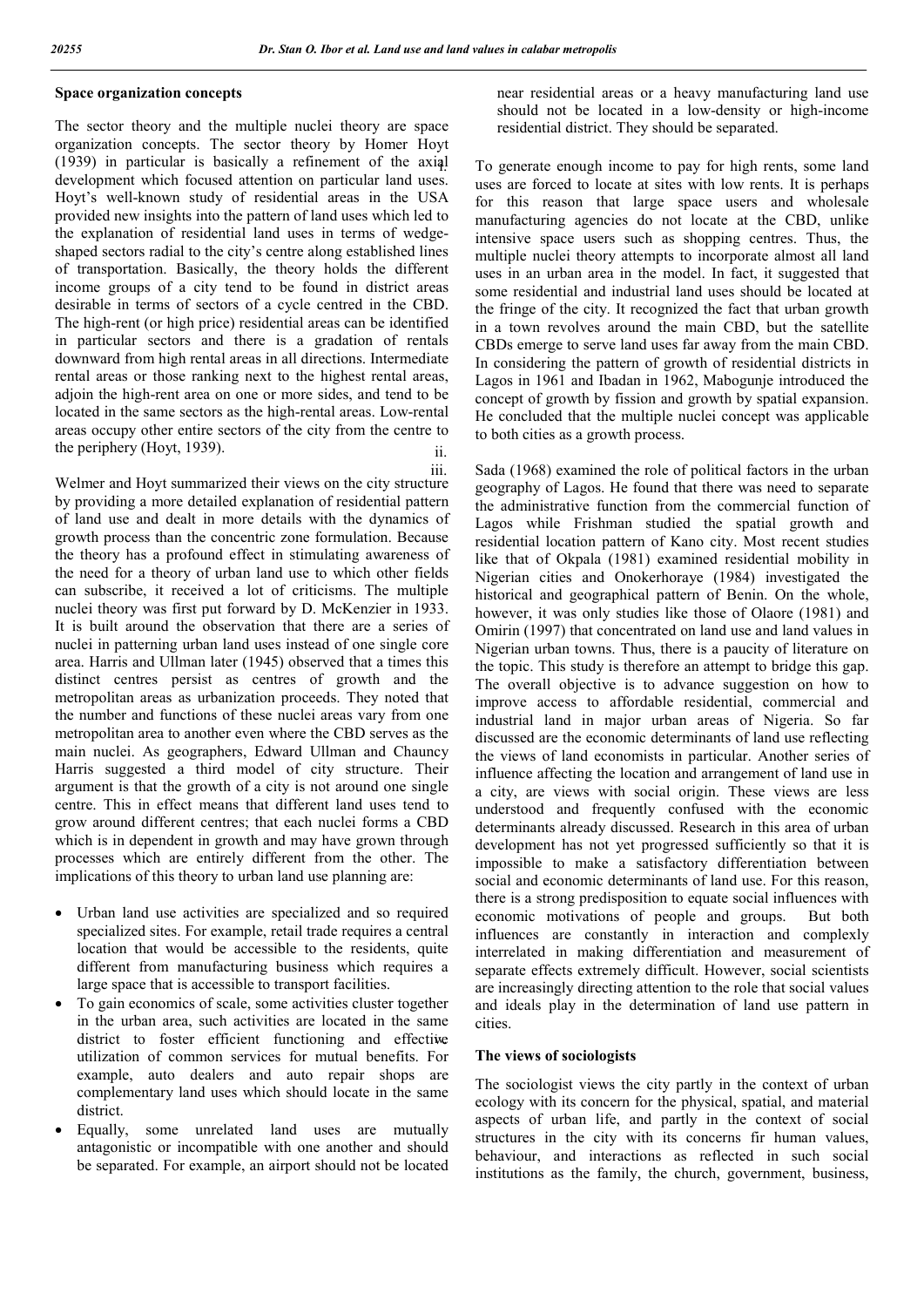### Space organization concepts

The sector theory and the multiple nuclei theory are space organization concepts. The sector theory by Homer Hoyt (1939) in particular is basically a refinement of the axial development which focused attention on particular land uses. Hoyt's well-known study of residential areas in the USA provided new insights into the pattern of land uses which led to the explanation of residential land uses in terms of wedge-shaped sectors radial to the city's centre along established lines of transportation. Basically, the theory holds the different income groups of a city tend to be found in district areas desirable in terms of sectors of a cycle centred in the CBD. The high-rent (or high price) residential areas can be identified in particular sectors and there is a gradation of rentals downward from high rental areas in all directions. Intermediate rental areas or those ranking next to the highest rental areas, adjoin the high-rent area on one or more sides, and tend to be located in the same sectors as the high-rental areas. Low-rental areas occupy other entire sectors of the city from the centre to the periphery (Hoyt, 1939).

Welmer and Hoyt summarized their views on the city structure by providing a more detailed explanation of residential pattern of land use and dealt in more details with the dynamics of growth process than the concentric zone formulation. Because the theory has a profound effect in stimulating awareness of the need for a theory of urban land use to which other fields can subscribe, it received a lot of criticisms. The multiple nuclei theory was first put forward by D. McKenzier in 1933. It is built around the observation that there are a series of nuclei in patterning urban land uses instead of one single core area. Harris and Ullman later (1945) observed that a times this distinct centres persist as centres of growth and the metropolitan areas as urbanization proceeds. They noted that the number and functions of these nuclei areas vary from one metropolitan area to another even where the CBD serves as the main nuclei. As geographers, Edward Ullman and Chauncy Harris suggested a third model of city structure. Their argument is that the growth of a city is not around one single centre. This in effect means that different land uses tend to grow around different centres; that each nuclei forms a CBD which is in dependent in growth and may have grown through processes which are entirely different from the other. The implications of this theory to urban land use planning are:

- Urban land use activities are specialized and so required specialized sites. For example, retail trade requires a central location that would be accessible to the residents, quite different from manufacturing business which requires a large space that is accessible to transport facilities.
- To gain economics of scale, some activities cluster together in the urban area, such activities are located in the same district to foster efficient functioning and effective utilization of common services for mutual benefits. For example, auto dealers and auto repair shops are complementary land uses which should locate in the same district.
- Equally, some unrelated land uses are mutually antagonistic or incompatible with one another and should be separated. For example, an airport should not be located near residential areas or a heavy manufacturing land use should not be located in a low-density or high-income residential district. They should be separated.

To generate enough income to pay for high rents, some land uses are forced to locate at sites with low rents. It is perhaps for this reason that large space users and wholesale manufacturing agencies do not locate at the CBD, unlike intensive space users such as shopping centres. Thus, the multiple nuclei theory attempts to incorporate almost all land uses in an urban area in the model. In fact, it suggested that some residential and industrial land uses should be located at the fringe of the city. It recognized the fact that urban growth in a town revolves around the main CBD, but the satellite CBDs emerge to serve land uses far away from the main CBD. In considering the pattern of growth of residential districts in Lagos in 1961 and Ibadan in 1962, Mabogunje introduced the concept of growth by fission and growth by spatial expansion. He concluded that the multiple nuclei concept was applicable to both cities as a growth process.

Sada (1968) examined the role of political factors in the urban geography of Lagos. He found that there was need to separate the administrative function from the commercial function of Lagos while Frishman studied the spatial growth and residential location pattern of Kano city. Most recent studies like that of Okpala (1981) examined residential mobility in Nigerian cities and Onokerhoraye (1984) investigated the historical and geographical pattern of Benin. On the whole, however, it was only studies like those of Olaore (1981) and Omirin (1997) that concentrated on land use and land values in Nigerian urban towns. Thus, there is a paucity of literature on the topic. This study is therefore an attempt to bridge this gap. The overall objective is to advance suggestion on how to improve access to affordable residential, commercial and industrial land in major urban areas of Nigeria. So far discussed are the economic determinants of land use reflecting the views of land economists in particular. Another series of influence affecting the location and arrangement of land use in a city, are views with social origin. These views are less understood and frequently confused with the economic determinants already discussed. Research in this area of urban development has not yet progressed sufficiently so that it is impossible to make a satisfactory differentiation between social and economic determinants of land use. For this reason, there is a strong predisposition to equate social influences with economic motivations of people and groups. But both influences are constantly in interaction and complexly interrelated in making differentiation and measurement of separate effects extremely difficult. However, social scientists are increasingly directing attention to the role that social values and ideals play in the determination of land use pattern in cities.

### The views of sociologists

The sociologist views the city partly in the context of urban ecology with its concern for the physical, spatial, and material aspects of urban life, and partly in the context of social structures in the city with its concerns fir human values, behaviour, and interactions as reflected in such social institutions as the family, the church, government, business,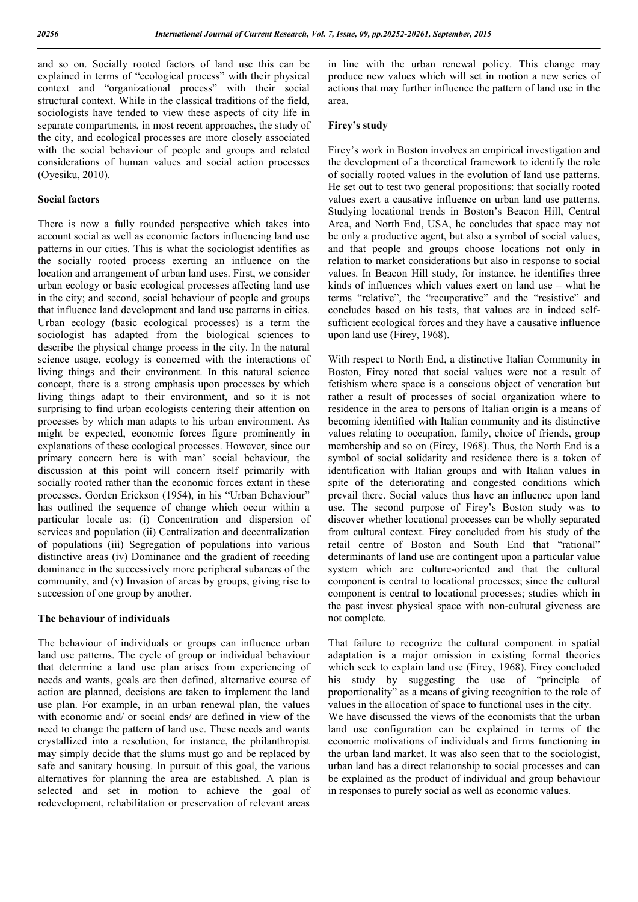and so on. Socially rooted factors of land use this can be explained in terms of "ecological process" with their physical context and "organizational process" with their social structural context. While in the classical traditions of the field, sociologists have tended to view these aspects of city life in separate compartments, in most recent approaches, the study of the city, and ecological processes are more closely associated with the social behaviour of people and groups and related considerations of human values and social action processes (Oyesiku, 2010).

### Social factors

There is now a fully rounded perspective which takes into account social as well as economic factors influencing land use patterns in our cities. This is what the sociologist identifies as the socially rooted process exerting an influence on the location and arrangement of urban land uses. First, we consider urban ecology or basic ecological processes affecting land use in the city; and second, social behaviour of people and groups that influence land development and land use patterns in cities. Urban ecology (basic ecological processes) is a term the sociologist has adapted from the biological sciences to describe the physical change process in the city. In the natural science usage, ecology is concerned with the interactions of living things and their environment. In this natural science concept, there is a strong emphasis upon processes by which living things adapt to their environment, and so it is not surprising to find urban ecologists centering their attention on processes by which man adapts to his urban environment. As might be expected, economic forces figure prominently in explanations of these ecological processes. However, since our primary concern here is with man' social behaviour, the discussion at this point will concern itself primarily with socially rooted rather than the economic forces extant in these processes. Gorden Erickson (1954), in his "Urban Behaviour" has outlined the sequence of change which occur within a particular locale as: (i) Concentration and dispersion of services and population (ii) Centralization and decentralization of populations (iii) Segregation of populations into various distinctive areas (iv) Dominance and the gradient of receding dominance in the successively more peripheral subareas of the community, and (v) Invasion of areas by groups, giving rise to succession of one group by another.

### The behaviour of individuals

The behaviour of individuals or groups can influence urban land use patterns. The cycle of group or individual behaviour that determine a land use plan arises from experiencing of needs and wants, goals are then defined, alternative course of action are planned, decisions are taken to implement the land use plan. For example, in an urban renewal plan, the values with economic and/ or social ends/ are defined in view of the need to change the pattern of land use. These needs and wants crystallized into a resolution, for instance, the philanthropist may simply decide that the slums must go and be replaced by safe and sanitary housing. In pursuit of this goal, the various alternatives for planning the area are established. A plan is selected and set in motion to achieve the goal of redevelopment, rehabilitation or preservation of relevant areas in line with the urban renewal policy. This change may produce new values which will set in motion a new series of actions that may further influence the pattern of land use in the area.

### Firey's study

Firey's work in Boston involves an empirical investigation and the development of a theoretical framework to identify the role of socially rooted values in the evolution of land use patterns. He set out to test two general propositions: that socially rooted values exert a causative influence on urban land use patterns. Studying locational trends in Boston's Beacon Hill, Central Area, and North End, USA, he concludes that space may not be only a productive agent, but also a symbol of social values, and that people and groups choose locations not only in relation to market considerations but also in response to social values. In Beacon Hill study, for instance, he identifies three kinds of influences which values exert on land use – what he terms "relative", the "recuperative" and the "resistive" and concludes based on his tests, that values are in indeed self-sufficient ecological forces and they have a causative influence upon land use (Firey, 1968).

With respect to North End, a distinctive Italian Community in Boston, Firey noted that social values were not a result of fetishism where space is a conscious object of veneration but rather a result of processes of social organization where to residence in the area to persons of Italian origin is a means of becoming identified with Italian community and its distinctive values relating to occupation, family, choice of friends, group membership and so on (Firey, 1968). Thus, the North End is a symbol of social solidarity and residence there is a token of identification with Italian groups and with Italian values in spite of the deteriorating and congested conditions which prevail there. Social values thus have an influence upon land use. The second purpose of Firey's Boston study was to discover whether locational processes can be wholly separated from cultural context. Firey concluded from his study of the retail centre of Boston and South End that "rational" determinants of land use are contingent upon a particular value system which are culture-oriented and that the cultural component is central to locational processes; since the cultural component is central to locational processes; studies which in the past invest physical space with non-cultural giveness are not complete.

That failure to recognize the cultural component in spatial adaptation is a major omission in existing formal theories which seek to explain land use (Firey, 1968). Firey concluded his study by suggesting the use of "principle of proportionality" as a means of giving recognition to the role of values in the allocation of space to functional uses in the city.

We have discussed the views of the economists that the urban land use configuration can be explained in terms of the economic motivations of individuals and firms functioning in the urban land market. It was also seen that to the sociologist, urban land has a direct relationship to social processes and can be explained as the product of individual and group behaviour in responses to purely social as well as economic values.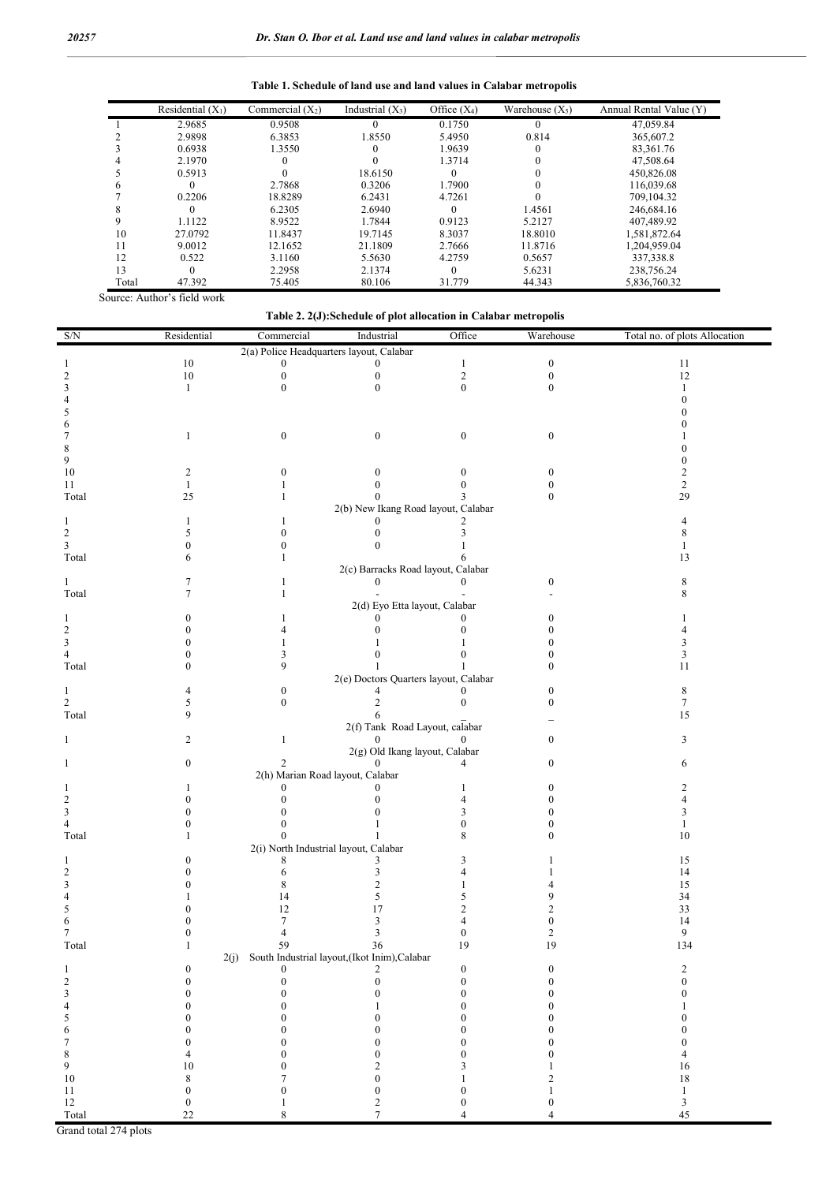**Table 1. Schedule of land use and land values in Calabar metropolis**

| | Residential ($X_1$) | Commercial ($X_2$) | Industrial ($X_3$) | Office ($X_4$) | Warehouse ($X_5$) | Annual Rental Value (Y) |
|---|---|---|---|---|---|---|
| 1 | 2.9685 | 0.9508 | 0 | 0.1750 | 0 | 47,059.84 |
| 2 | 2.9898 | 6.3853 | 1.8550 | 5.4950 | 0.814 | 365,607.2 |
| 3 | 0.6938 | 1.3550 | 0 | 1.9639 | 0 | 83,361.76 |
| 4 | 2.1970 | 0 | 0 | 1.3714 | 0 | 47,508.64 |
| 5 | 0.5913 | 0 | 18.6150 | 0 | 0 | 450,826.08 |
| 6 | 0 | 2.7868 | 0.3206 | 1.7900 | 0 | 116,039.68 |
| 7 | 0.2206 | 18.8289 | 6.2431 | 4.7261 | 0 | 709,104.32 |
| 8 | 0 | 6.2305 | 2.6940 | 0 | 1.4561 | 246,684.16 |
| 9 | 1.1122 | 8.9522 | 1.7844 | 0.9123 | 5.2127 | 407,489.92 |
| 10 | 27.0792 | 11.8437 | 19.7145 | 8.3037 | 18.8010 | 1,581,872.64 |
| 11 | 9.0012 | 12.1652 | 21.1809 | 2.7666 | 11.8716 | 1,204,959.04 |
| 12 | 0.522 | 3.1160 | 5.5630 | 4.2759 | 0.5657 | 337,338.8 |
| 13 | 0 | 2.2958 | 2.1374 | 0 | 5.6231 | 238,756.24 |
| Total | 47.392 | 75.405 | 80.106 | 31.779 | 44.343 | 5,836,760.32 |

Source: Author's field work

**Table 2. 2(J):Schedule of plot allocation in Calabar metropolis**

| S/N | Residential | Commercial | Industrial | Office | Warehouse | Total no. of plots Allocation |
|---|---|---|---|---|---|---|
| | | | 2(a) Police Headquarters layout, Calabar | | | |
| 1 | 10 | 0 | 0 | 1 | 0 | 11 |
| 2 | 10 | 0 | 0 | 2 | 0 | 12 |
| 3 | 1 | 0 | 0 | 0 | 0 | 1 |
| 4 | | | | | | 0 |
| 5 | | | | | | 0 |
| 6 | | | | | | 0 |
| 7 | 1 | 0 | 0 | 0 | 0 | 1 |
| 8 | | | | | | 0 |
| 9 | | | | | | 0 |
| 10 | 2 | 0 | 0 | 0 | 0 | 2 |
| 11 | 1 | 1 | 0 | 0 | 0 | 2 |
| Total | 25 | 1 | 0 | 3 | 0 | 29 |
| | | | 2(b) New Ikang Road layout, Calabar | | | |
| 1 | 1 | 1 | 0 | 2 | | 4 |
| 2 | 5 | 0 | 0 | 3 | | 8 |
| 3 | 0 | 0 | 0 | 1 | | 1 |
| Total | 6 | 1 | | 6 | | 13 |
| | | | 2(c) Barracks Road layout, Calabar | | | |
| 1 | 7 | 1 | 0 | 0 | 0 | 8 |
| Total | 7 | 1 | - | - | - | 8 |
| | | | 2(d) Eyo Etta layout, Calabar | | | |
| 1 | 0 | 1 | 0 | 0 | 0 | 1 |
| 2 | 0 | 4 | 0 | 0 | 0 | 4 |
| 3 | 0 | 1 | 1 | 1 | 0 | 3 |
| 4 | 0 | 3 | 0 | 0 | 0 | 3 |
| Total | 0 | 9 | 1 | 1 | 0 | 11 |
| | | | 2(e) Doctors Quarters layout, Calabar | | | |
| 1 | 4 | 0 | 4 | 0 | 0 | 8 |
| 2 | 5 | 0 | 2 | 0 | 0 | 7 |
| Total | 9 | | 6 | _ | _ | 15 |
| | | | 2(f) Tank Road Layout, calabar | | | |
| 1 | 2 | 1 | 0 | 0 | 0 | 3 |
| | | | 2(g) Old Ikang layout, Calabar | | | |
| 1 | 0 | 2 | 0 | 4 | 0 | 6 |
| | | 2(h) Marian Road layout, Calabar | | | | |
| 1 | 1 | 0 | 0 | 1 | 0 | 2 |
| 2 | 0 | 0 | 0 | 4 | 0 | 4 |
| 3 | 0 | 0 | 0 | 3 | 0 | 3 |
| 4 | 0 | 0 | 1 | 0 | 0 | 1 |
| Total | 1 | 0 | 1 | 8 | 0 | 10 |
| | | 2(i) North Industrial layout, Calabar | | | | |
| 1 | 0 | 8 | 3 | 3 | 1 | 15 |
| 2 | 0 | 6 | 3 | 4 | 1 | 14 |
| 3 | 0 | 8 | 2 | 1 | 4 | 15 |
| 4 | 1 | 14 | 5 | 5 | 9 | 34 |
| 5 | 0 | 12 | 17 | 2 | 2 | 33 |
| 6 | 0 | 7 | 3 | 4 | 0 | 14 |
| 7 | 0 | 4 | 3 | 0 | 2 | 9 |
| Total | 1 | 59 | 36 | 19 | 19 | 134 |
| | 2(j) | South Industrial layout,(Ikot Inim),Calabar | | | | |
| 1 | 0 | 0 | 2 | 0 | 0 | 2 |
| 2 | 0 | 0 | 0 | 0 | 0 | 0 |
| 3 | 0 | 0 | 0 | 0 | 0 | 0 |
| 4 | 0 | 0 | 1 | 0 | 0 | 1 |
| 5 | 0 | 0 | 0 | 0 | 0 | 0 |
| 6 | 0 | 0 | 0 | 0 | 0 | 0 |
| 7 | 0 | 0 | 0 | 0 | 0 | 0 |
| 8 | 4 | 0 | 0 | 0 | 0 | 4 |
| 9 | 10 | 0 | 2 | 3 | 1 | 16 |
| 10 | 8 | 7 | 0 | 1 | 2 | 18 |
| 11 | 0 | 0 | 0 | 0 | 1 | 1 |
| 12 | 0 | 1 | 2 | 0 | 0 | 3 |
| Total | 22 | 8 | 7 | 4 | 4 | 45 |

Grand total 274 plots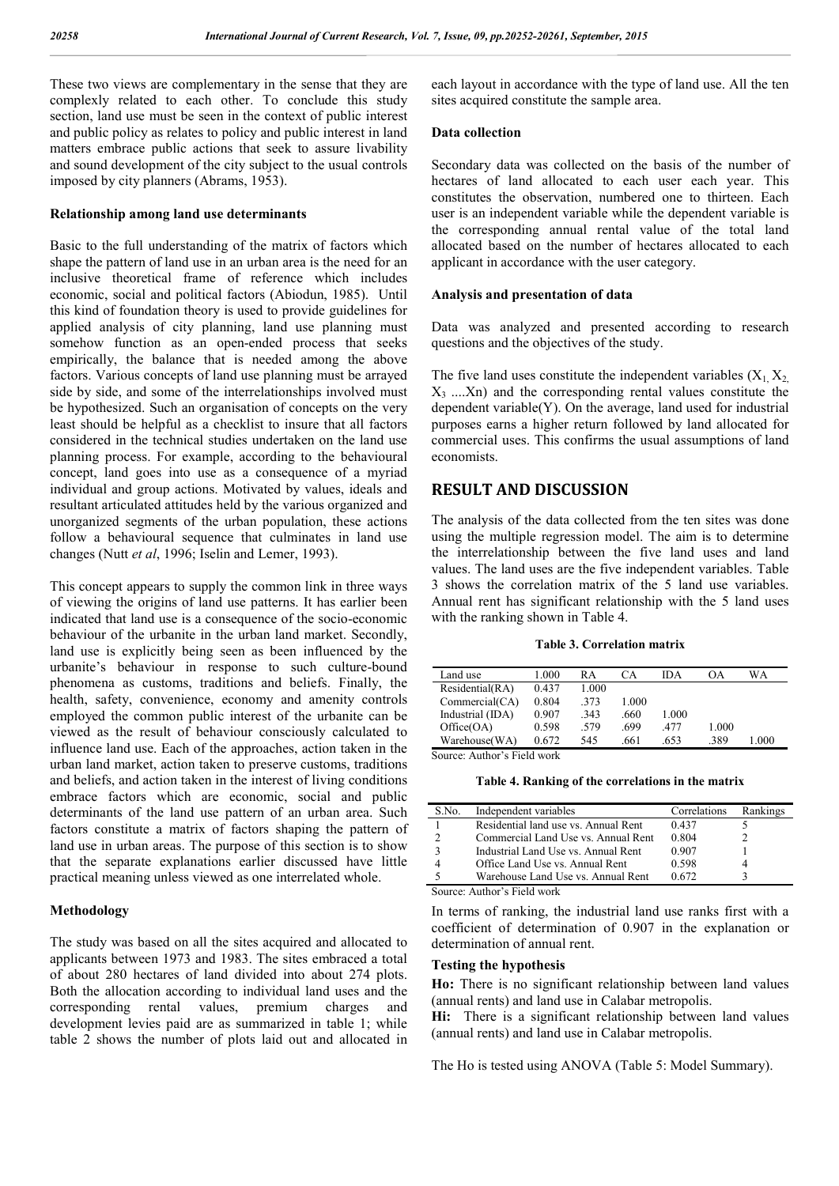These two views are complementary in the sense that they are complexly related to each other. To conclude this study section, land use must be seen in the context of public interest and public policy as relates to policy and public interest in land matters embrace public actions that seek to assure livability and sound development of the city subject to the usual controls imposed by city planners (Abrams, 1953).

### Relationship among land use determinants

Basic to the full understanding of the matrix of factors which shape the pattern of land use in an urban area is the need for an inclusive theoretical frame of reference which includes economic, social and political factors (Abiodun, 1985). Until this kind of foundation theory is used to provide guidelines for applied analysis of city planning, land use planning must somehow function as an open-ended process that seeks empirically, the balance that is needed among the above factors. Various concepts of land use planning must be arrayed side by side, and some of the interrelationships involved must be hypothesized. Such an organisation of concepts on the very least should be helpful as a checklist to insure that all factors considered in the technical studies undertaken on the land use planning process. For example, according to the behavioural concept, land goes into use as a consequence of a myriad individual and group actions. Motivated by values, ideals and resultant articulated attitudes held by the various organized and unorganized segments of the urban population, these actions follow a behavioural sequence that culminates in land use changes (Nutt *et al*, 1996; Iselin and Lemer, 1993).

This concept appears to supply the common link in three ways of viewing the origins of land use patterns. It has earlier been indicated that land use is a consequence of the socio-economic behaviour of the urbanite in the urban land market. Secondly, land use is explicitly being seen as been influenced by the urbanite's behaviour in response to such culture-bound phenomena as customs, traditions and beliefs. Finally, the health, safety, convenience, economy and amenity controls employed the common public interest of the urbanite can be viewed as the result of behaviour consciously calculated to influence land use. Each of the approaches, action taken in the urban land market, action taken to preserve customs, traditions and beliefs, and action taken in the interest of living conditions embrace factors which are economic, social and public determinants of the land use pattern of an urban area. Such factors constitute a matrix of factors shaping the pattern of land use in urban areas. The purpose of this section is to show that the separate explanations earlier discussed have little practical meaning unless viewed as one interrelated whole.

### Methodology

The study was based on all the sites acquired and allocated to applicants between 1973 and 1983. The sites embraced a total of about 280 hectares of land divided into about 274 plots. Both the allocation according to individual land uses and the corresponding rental values, premium charges and development levies paid are as summarized in table 1; while table 2 shows the number of plots laid out and allocated in each layout in accordance with the type of land use. All the ten sites acquired constitute the sample area.

### Data collection

Secondary data was collected on the basis of the number of hectares of land allocated to each user each year. This constitutes the observation, numbered one to thirteen. Each user is an independent variable while the dependent variable is the corresponding annual rental value of the total land allocated based on the number of hectares allocated to each applicant in accordance with the user category.

### Analysis and presentation of data

Data was analyzed and presented according to research questions and the objectives of the study.

The five land uses constitute the independent variables ($X_1, X_2, X_3$ ....Xn) and the corresponding rental values constitute the dependent variable(Y). On the average, land used for industrial purposes earns a higher return followed by land allocated for commercial uses. This confirms the usual assumptions of land economists.

## RESULT AND DISCUSSION

The analysis of the data collected from the ten sites was done using the multiple regression model. The aim is to determine the interrelationship between the five land uses and land values. The land uses are the five independent variables. Table 3 shows the correlation matrix of the 5 land use variables. Annual rent has significant relationship with the 5 land uses with the ranking shown in Table 4.

**Table 3. Correlation matrix**

| Land use | 1.000 | RA | CA | IDA | OA | WA |
|---|---|---|---|---|---|---|
| Residential(RA) | 0.437 | 1.000 | | | | |
| Commercial(CA) | 0.804 | .373 | 1.000 | | | |
| Industrial (IDA) | 0.907 | .343 | .660 | 1.000 | | |
| Office(OA) | 0.598 | .579 | .699 | .477 | 1.000 | |
| Warehouse(WA) | 0.672 | 545 | .661 | .653 | .389 | 1.000 |

Source: Author's Field work

**Table 4. Ranking of the correlations in the matrix**

| S.No. | Independent variables | Correlations | Rankings |
|---|---|---|---|
| 1 | Residential land use vs. Annual Rent | 0.437 | 5 |
| 2 | Commercial Land Use vs. Annual Rent | 0.804 | 2 |
| 3 | Industrial Land Use vs. Annual Rent | 0.907 | 1 |
| 4 | Office Land Use vs. Annual Rent | 0.598 | 4 |
| 5 | Warehouse Land Use vs. Annual Rent | 0.672 | 3 |

Source: Author's Field work

In terms of ranking, the industrial land use ranks first with a coefficient of determination of 0.907 in the explanation or determination of annual rent.

### Testing the hypothesis

**Ho:** There is no significant relationship between land values (annual rents) and land use in Calabar metropolis.

**Hi:** There is a significant relationship between land values (annual rents) and land use in Calabar metropolis.

The Ho is tested using ANOVA (Table 5: Model Summary).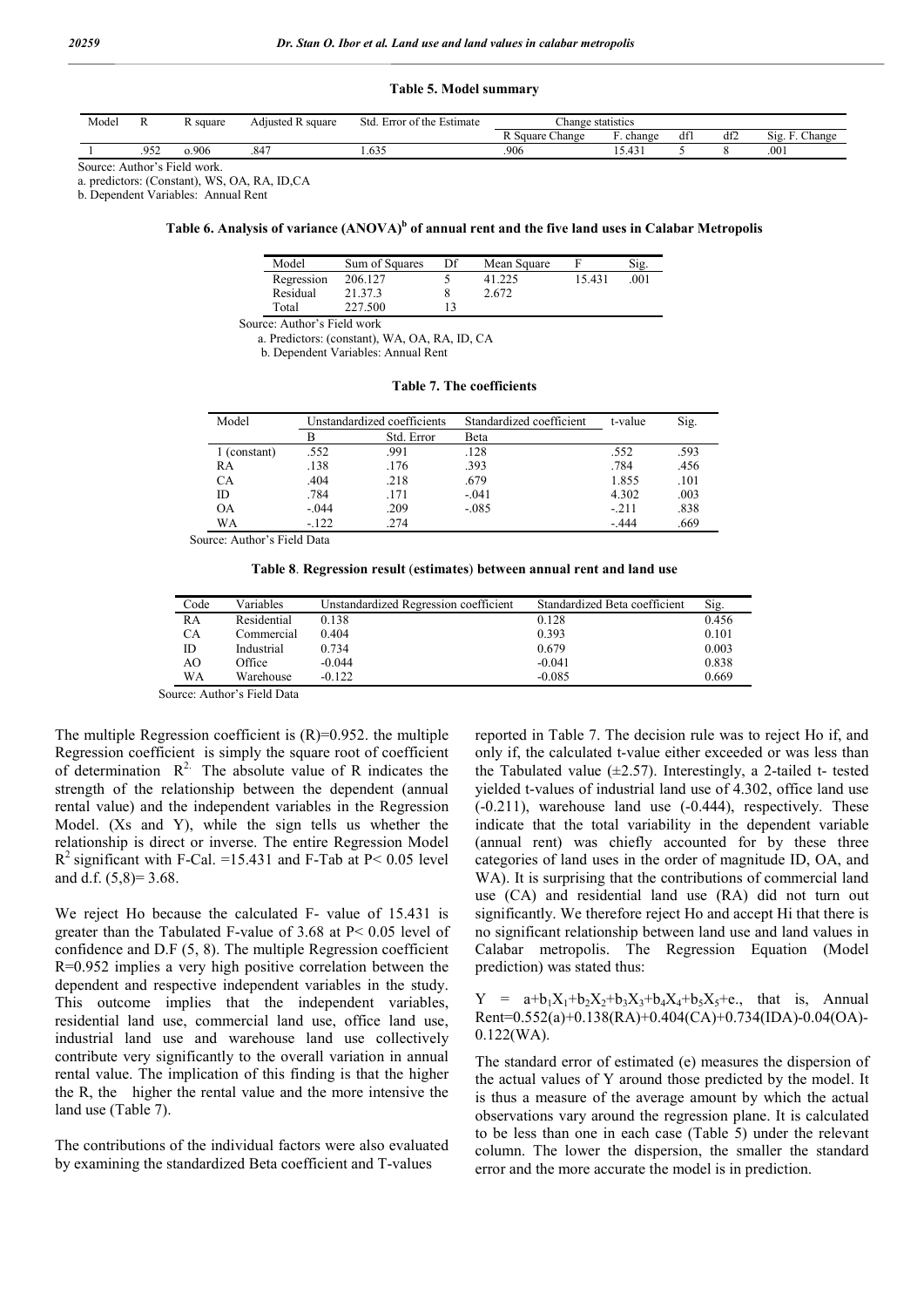**Table 5. Model summary**

| Model | R | R square | Adjusted R square | Std. Error of the Estimate | Change statistics | | | | |
|---|---|---|---|---|---|---|---|---|---|
| | | | | | R Square Change | F. change | df1 | df2 | Sig. F. Change |
| 1 | .952 | o.906 | .847 | 1.635 | .906 | 15.431 | 5 | 8 | .001 |

Source: Author's Field work.

a. predictors: (Constant), WS, OA, RA, ID,CA

b. Dependent Variables: Annual Rent

**Table 6. Analysis of variance (ANOVA)[b] of annual rent and the five land uses in Calabar Metropolis**

| Model | Sum of Squares | Df | Mean Square | F | Sig. |
|---|---|---|---|---|---|
| Regression | 206.127 | 5 | 41.225 | 15.431 | .001 |
| Residual | 21.37.3 | 8 | 2.672 | | |
| Total | 227.500 | 13 | | | |

Source: Author's Field work

a. Predictors: (constant), WA, OA, RA, ID, CA

b. Dependent Variables: Annual Rent

**Table 7. The coefficients**

| Model | Unstandardized coefficients | | Standardized coefficient | t-value | Sig. |
|---|---|---|---|---|---|
| | B | Std. Error | Beta | | |
| 1 (constant) | .552 | .991 | .128 | .552 | .593 |
| RA | .138 | .176 | .393 | .784 | .456 |
| CA | .404 | .218 | .679 | 1.855 | .101 |
| ID | .784 | .171 | -.041 | 4.302 | .003 |
| OA | -.044 | .209 | -.085 | -.211 | .838 |
| WA | -.122 | .274 | | -.444 | .669 |

Source: Author's Field Data

**Table 8. Regression result (estimates) between annual rent and land use**

| Code | Variables | Unstandardized Regression coefficient | Standardized Beta coefficient | Sig. |
|---|---|---|---|---|
| RA | Residential | 0.138 | 0.128 | 0.456 |
| CA | Commercial | 0.404 | 0.393 | 0.101 |
| ID | Industrial | 0.734 | 0.679 | 0.003 |
| AO | Office | -0.044 | -0.041 | 0.838 |
| WA | Warehouse | -0.122 | -0.085 | 0.669 |

Source: Author's Field Data

The multiple Regression coefficient is (R)=0.952. the multiple Regression coefficient is simply the square root of coefficient of determination $R^2$. The absolute value of R indicates the strength of the relationship between the dependent (annual rental value) and the independent variables in the Regression Model. (Xs and Y), while the sign tells us whether the relationship is direct or inverse. The entire Regression Model $R^2$ significant with F-Cal. =15.431 and F-Tab at P< 0.05 level and d.f. (5,8)= 3.68.

We reject Ho because the calculated F- value of 15.431 is greater than the Tabulated F-value of 3.68 at P< 0.05 level of confidence and D.F (5, 8). The multiple Regression coefficient R=0.952 implies a very high positive correlation between the dependent and respective independent variables in the study. This outcome implies that the independent variables, residential land use, commercial land use, office land use, industrial land use and warehouse land use collectively contribute very significantly to the overall variation in annual rental value. The implication of this finding is that the higher the R, the higher the rental value and the more intensive the land use (Table 7).

The contributions of the individual factors were also evaluated by examining the standardized Beta coefficient and T-values reported in Table 7. The decision rule was to reject Ho if, and only if, the calculated t-value either exceeded or was less than the Tabulated value (±2.57). Interestingly, a 2-tailed t- tested yielded t-values of industrial land use of 4.302, office land use (-0.211), warehouse land use (-0.444), respectively. These indicate that the total variability in the dependent variable (annual rent) was chiefly accounted for by these three categories of land uses in the order of magnitude ID, OA, and WA). It is surprising that the contributions of commercial land use (CA) and residential land use (RA) did not turn out significantly. We therefore reject Ho and accept Hi that there is no significant relationship between land use and land values in Calabar metropolis. The Regression Equation (Model prediction) was stated thus:

$Y = a+b_1X_1+b_2X_2+b_3X_3+b_4X_4+b_5X_5+e.$, that is, Annual Rent=0.552(a)+0.138(RA)+0.404(CA)+0.734(IDA)-0.04(OA)-0.122(WA).

The standard error of estimated (e) measures the dispersion of the actual values of Y around those predicted by the model. It is thus a measure of the average amount by which the actual observations vary around the regression plane. It is calculated to be less than one in each case (Table 5) under the relevant column. The lower the dispersion, the smaller the standard error and the more accurate the model is in prediction.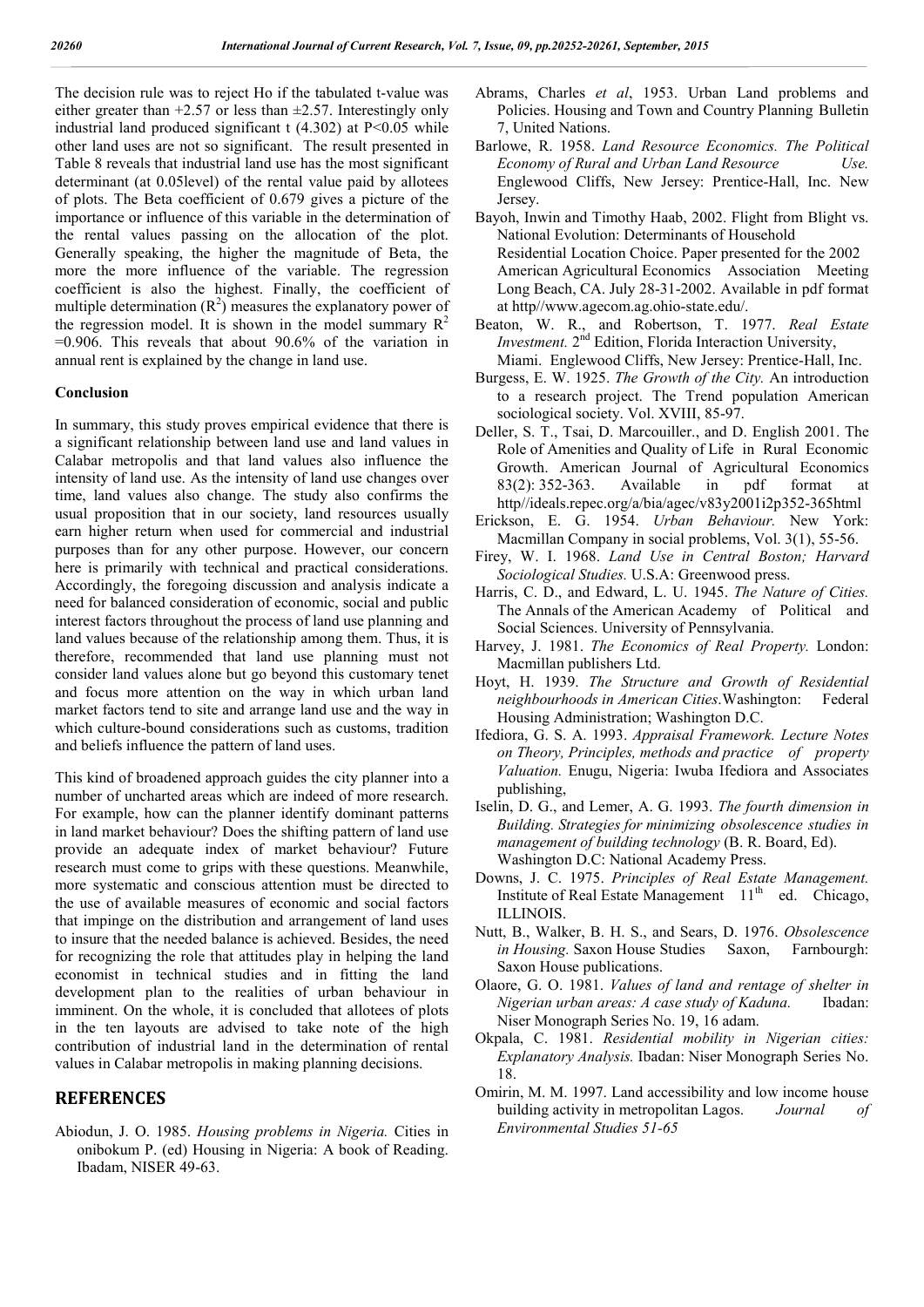The decision rule was to reject Ho if the tabulated t-value was either greater than +2.57 or less than ±2.57. Interestingly only industrial land produced significant t (4.302) at P<0.05 while other land uses are not so significant. The result presented in Table 8 reveals that industrial land use has the most significant determinant (at 0.05level) of the rental value paid by allotees of plots. The Beta coefficient of 0.679 gives a picture of the importance or influence of this variable in the determination of the rental values passing on the allocation of the plot. Generally speaking, the higher the magnitude of Beta, the more the more influence of the variable. The regression coefficient is also the highest. Finally, the coefficient of multiple determination ($R^2$) measures the explanatory power of the regression model. It is shown in the model summary $R^2$ =0.906. This reveals that about 90.6% of the variation in annual rent is explained by the change in land use.

## Conclusion

In summary, this study proves empirical evidence that there is a significant relationship between land use and land values in Calabar metropolis and that land values also influence the intensity of land use. As the intensity of land use changes over time, land values also change. The study also confirms the usual proposition that in our society, land resources usually earn higher return when used for commercial and industrial purposes than for any other purpose. However, our concern here is primarily with technical and practical considerations. Accordingly, the foregoing discussion and analysis indicate a need for balanced consideration of economic, social and public interest factors throughout the process of land use planning and land values because of the relationship among them. Thus, it is therefore, recommended that land use planning must not consider land values alone but go beyond this customary tenet and focus more attention on the way in which urban land market factors tend to site and arrange land use and the way in which culture-bound considerations such as customs, tradition and beliefs influence the pattern of land uses.

This kind of broadened approach guides the city planner into a number of uncharted areas which are indeed of more research. For example, how can the planner identify dominant patterns in land market behaviour? Does the shifting pattern of land use provide an adequate index of market behaviour? Future research must come to grips with these questions. Meanwhile, more systematic and conscious attention must be directed to the use of available measures of economic and social factors that impinge on the distribution and arrangement of land uses to insure that the needed balance is achieved. Besides, the need for recognizing the role that attitudes play in helping the land economist in technical studies and in fitting the land development plan to the realities of urban behaviour in imminent. On the whole, it is concluded that allotees of plots in the ten layouts are advised to take note of the high contribution of industrial land in the determination of rental values in Calabar metropolis in making planning decisions.

## REFERENCES

Abiodun, J. O. 1985. *Housing problems in Nigeria.* Cities in onibokum P. (ed) Housing in Nigeria: A book of Reading. Ibadam, NISER 49-63.

Abrams, Charles *et al*, 1953. Urban Land problems and Policies. Housing and Town and Country Planning Bulletin 7, United Nations.

Barlowe, R. 1958. *Land Resource Economics. The Political Economy of Rural and Urban Land Resource Use.* Englewood Cliffs, New Jersey: Prentice-Hall, Inc. New Jersey.

Bayoh, Inwin and Timothy Haab, 2002. Flight from Blight vs. National Evolution: Determinants of Household Residential Location Choice. Paper presented for the 2002 American Agricultural Economics Association Meeting Long Beach, CA. July 28-31-2002. Available in pdf format at http//www.agecom.ag.ohio-state.edu/.

Beaton, W. R., and Robertson, T. 1977. *Real Estate Investment.* 2nd Edition, Florida Interaction University, Miami. Englewood Cliffs, New Jersey: Prentice-Hall, Inc.

Burgess, E. W. 1925. *The Growth of the City.* An introduction to a research project. The Trend population American sociological society. Vol. XVIII, 85-97.

Deller, S. T., Tsai, D. Marcouiller., and D. English 2001. The Role of Amenities and Quality of Life in Rural Economic Growth. American Journal of Agricultural Economics 83(2): 352-363. Available in pdf format at http//ideals.repec.org/a/bia/agec/v83y2001i2p352-365html

Erickson, E. G. 1954. *Urban Behaviour.* New York: Macmillan Company in social problems, Vol. 3(1), 55-56.

Firey, W. I. 1968. *Land Use in Central Boston; Harvard Sociological Studies.* U.S.A: Greenwood press.

Harris, C. D., and Edward, L. U. 1945. *The Nature of Cities.* The Annals of the American Academy of Political and Social Sciences. University of Pennsylvania.

Harvey, J. 1981. *The Economics of Real Property.* London: Macmillan publishers Ltd.

Hoyt, H. 1939. *The Structure and Growth of Residential neighbourhoods in American Cities.*Washington: Federal Housing Administration; Washington D.C.

Ifediora, G. S. A. 1993. *Appraisal Framework. Lecture Notes on Theory, Principles, methods and practice of property Valuation.* Enugu, Nigeria: Iwuba Ifediora and Associates publishing,

Iselin, D. G., and Lemer, A. G. 1993. *The fourth dimension in Building. Strategies for minimizing obsolescence studies in management of building technology* (B. R. Board, Ed). Washington D.C: National Academy Press.

Downs, J. C. 1975. *Principles of Real Estate Management.* Institute of Real Estate Management 11th ed. Chicago, ILLINOIS.

Nutt, B., Walker, B. H. S., and Sears, D. 1976. *Obsolescence in Housing.* Saxon House Studies Saxon, Farnbourgh: Saxon House publications.

Olaore, G. O. 1981. *Values of land and rentage of shelter in Nigerian urban areas: A case study of Kaduna.* Ibadan: Niser Monograph Series No. 19, 16 adam.

Okpala, C. 1981. *Residential mobility in Nigerian cities: Explanatory Analysis.* Ibadan: Niser Monograph Series No. 18.

Omirin, M. M. 1997. Land accessibility and low income house building activity in metropolitan Lagos. *Journal of Environmental Studies 51-65*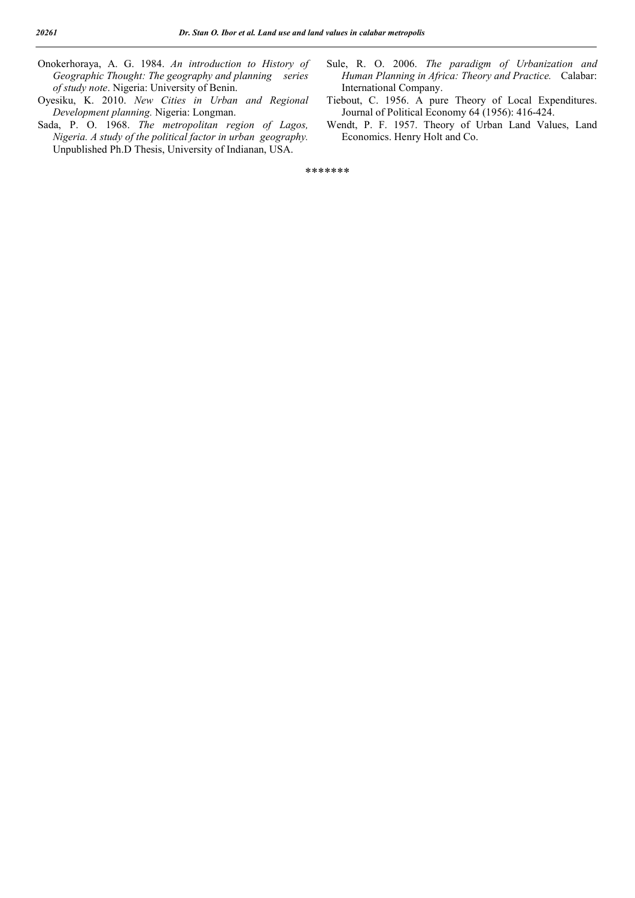Onokerhoraya, A. G. 1984. *An introduction to History of Geographic Thought: The geography and planning series of study note*. Nigeria: University of Benin.

Oyesiku, K. 2010. *New Cities in Urban and Regional Development planning.* Nigeria: Longman.

Sada, P. O. 1968. *The metropolitan region of Lagos, Nigeria. A study of the political factor in urban geography.* Unpublished Ph.D Thesis, University of Indianan, USA.

Sule, R. O. 2006. *The paradigm of Urbanization and Human Planning in Africa: Theory and Practice.* Calabar: International Company.

Tiebout, C. 1956. A pure Theory of Local Expenditures. Journal of Political Economy 64 (1956): 416-424.

Wendt, P. F. 1957. Theory of Urban Land Values, Land Economics. Henry Holt and Co.

*******